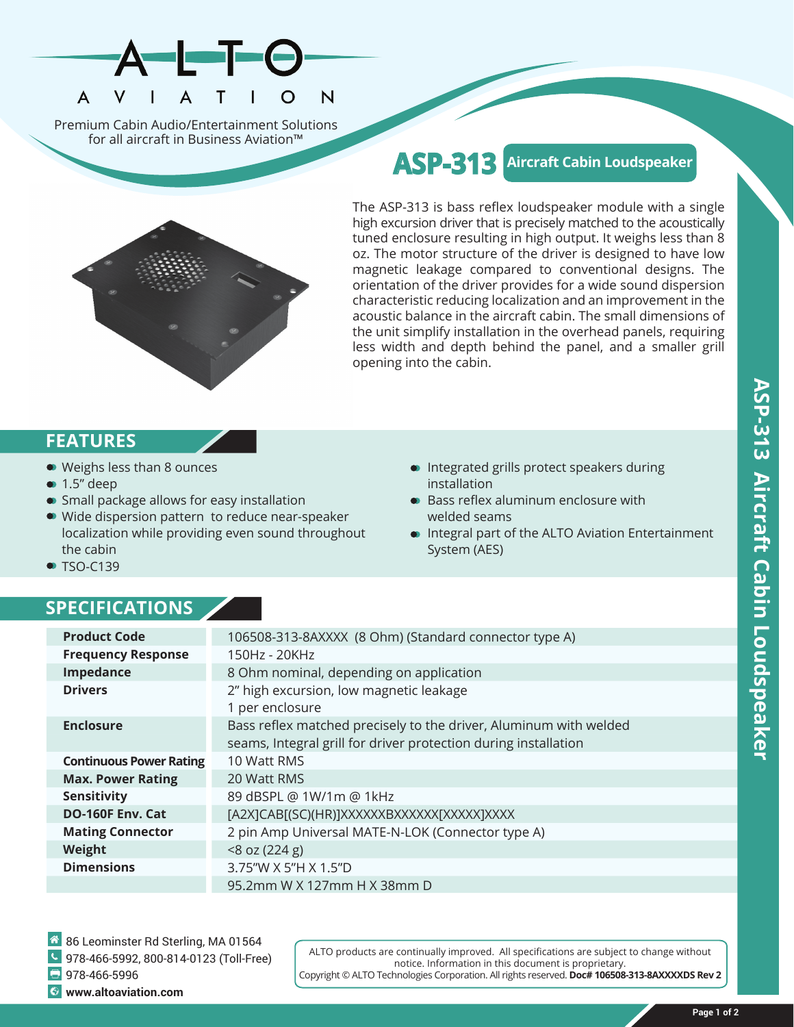# ALTO AVIATION

Premium Cabin Audio/Entertainment Solutions for all aircraft in Business Aviation™

# ASP-313 Aircraft Cabin Loudspeaker

The ASP-313 is bass reflex loudspeaker module with a single high excursion driver that is precisely matched to the acoustically tuned enclosure resulting in high output. It weighs less than 8 oz. The motor structure of the driver is designed to have low magnetic leakage compared to conventional designs. The orientation of the driver provides for a wide sound dispersion characteristic reducing localization and an improvement in the acoustic balance in the aircraft cabin. The small dimensions of the unit simplify installation in the overhead panels, requiring less width and depth behind the panel, and a smaller grill opening into the cabin.

## FEATURES

- Weighs less than 8 ounces
- 1.5" deep
- Small package allows for easy installation
- Wide dispersion pattern to reduce near-speaker localization while providing even sound throughout the cabin
- TSO-C139
- Integrated grills protect speakers during installation
- Bass reflex aluminum enclosure with welded seams
- Integral part of the ALTO Aviation Entertainment System (AES)

## SPECIFICATIONS

| | |
|---|---|
| **Product Code** | 106508-313-8AXXXX (8 Ohm) (Standard connector type A) |
| **Frequency Response** | 150Hz - 20KHz |
| **Impedance** | 8 Ohm nominal, depending on application |
| **Drivers** | 2" high excursion, low magnetic leakage<br>1 per enclosure |
| **Enclosure** | Bass reflex matched precisely to the driver, Aluminum with welded seams, Integral grill for driver protection during installation |
| **Continuous Power Rating** | 10 Watt RMS |
| **Max. Power Rating** | 20 Watt RMS |
| **Sensitivity** | 89 dBSPL @ 1W/1m @ 1kHz |
| **DO-160F Env. Cat** | [A2X]CAB[(SC)(HR)]XXXXXXBXXXXXX[XXXXX]XXXX |
| **Mating Connector** | 2 pin Amp Universal MATE-N-LOK (Connector type A) |
| **Weight** | <8 oz (224 g) |
| **Dimensions** | 3.75"W X 5"H X 1.5"D<br>95.2mm W X 127mm H X 38mm D |

86 Leominster Rd Sterling, MA 01564
978-466-5992, 800-814-0123 (Toll-Free)
978-466-5996
**www.altoaviation.com**

ALTO products are continually improved. All specifications are subject to change without notice. Information in this document is proprietary.
Copyright © ALTO Technologies Corporation. All rights reserved. **Doc# 106508-313-8AXXXXDS Rev 2**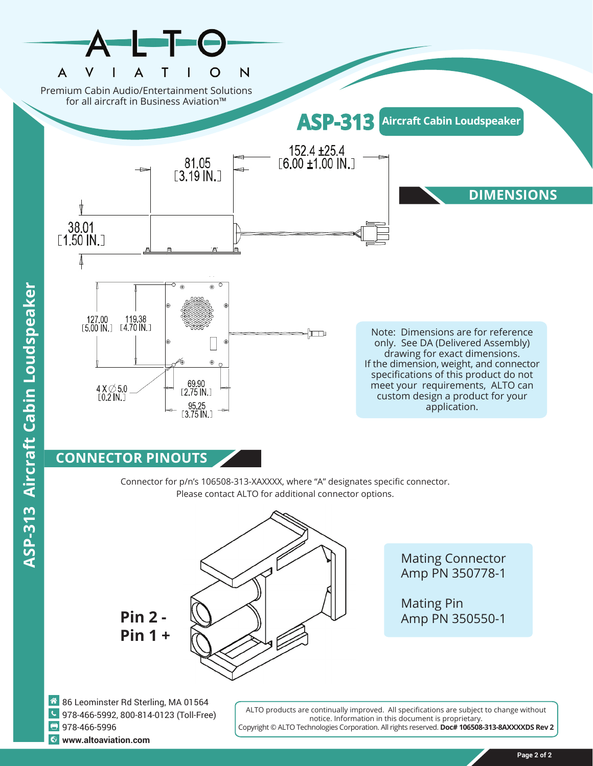ALTO AVIATION

Premium Cabin Audio/Entertainment Solutions for all aircraft in Business Aviation™

# ASP-313 Aircraft Cabin Loudspeaker

## DIMENSIONS

81.05
[3.19 IN.]

152.4 ±25.4
[6.00 ±1.00 IN.]

38.01
[1.50 IN.]

127.00
[5.00 IN.]

119.38
[4.70 IN.]

4 X ∅ 5.0
[0.2 IN.]

69.90
[2.75 IN.]

95.25
[3.75 IN.]

Note: Dimensions are for reference only. See DA (Delivered Assembly) drawing for exact dimensions. If the dimension, weight, and connector specifications of this product do not meet your requirements, ALTO can custom design a product for your application.

## CONNECTOR PINOUTS

Connector for p/n's 106508-313-XAXXXX, where "A" designates specific connector. Please contact ALTO for additional connector options.

**Pin 2 -**
**Pin 1 +**

Mating Connector
Amp PN 350778-1

Mating Pin
Amp PN 350550-1

86 Leominster Rd Sterling, MA 01564
978-466-5992, 800-814-0123 (Toll-Free)
978-466-5996
**www.altoaviation.com**

ALTO products are continually improved. All specifications are subject to change without notice. Information in this document is proprietary.
Copyright © ALTO Technologies Corporation. All rights reserved. **Doc# 106508-313-8AXXXXDS Rev 2**